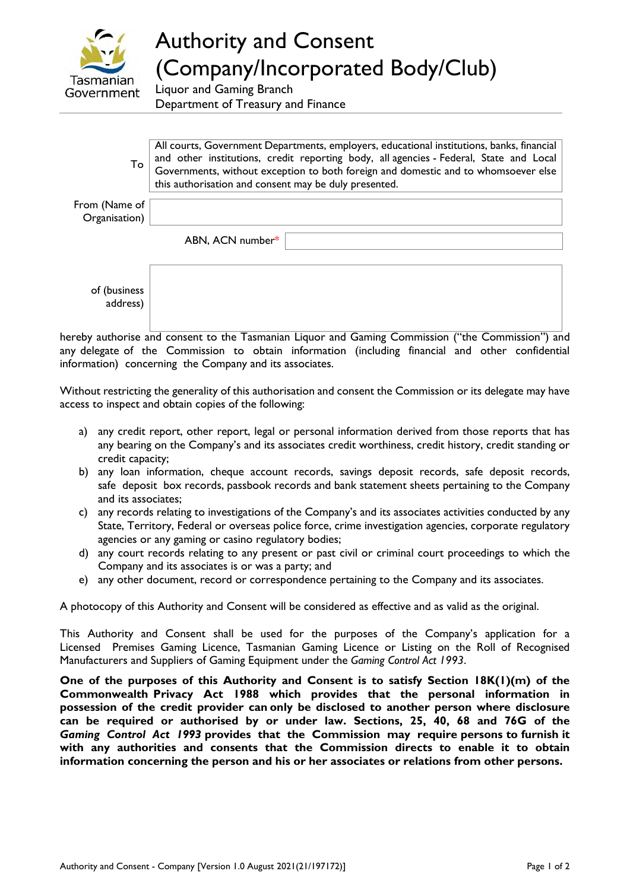Tasmanian Government

# Authority and Consent (Company/Incorporated Body/Club)

Liquor and Gaming Branch
Department of Treasury and Finance

| | |
|---|---|
| To | All courts, Government Departments, employers, educational institutions, banks, financial and other institutions, credit reporting body, all agencies - Federal, State and Local Governments, without exception to both foreign and domestic and to whomsoever else this authorisation and consent may be duly presented. |
| From (Name of Organisation) | |
| ABN, ACN number* | |
| of (business address) | |

hereby authorise and consent to the Tasmanian Liquor and Gaming Commission ("the Commission") and any delegate of the Commission to obtain information (including financial and other confidential information) concerning the Company and its associates.

Without restricting the generality of this authorisation and consent the Commission or its delegate may have access to inspect and obtain copies of the following:

a) any credit report, other report, legal or personal information derived from those reports that has any bearing on the Company's and its associates credit worthiness, credit history, credit standing or credit capacity;
b) any loan information, cheque account records, savings deposit records, safe deposit records, safe deposit box records, passbook records and bank statement sheets pertaining to the Company and its associates;
c) any records relating to investigations of the Company's and its associates activities conducted by any State, Territory, Federal or overseas police force, crime investigation agencies, corporate regulatory agencies or any gaming or casino regulatory bodies;
d) any court records relating to any present or past civil or criminal court proceedings to which the Company and its associates is or was a party; and
e) any other document, record or correspondence pertaining to the Company and its associates.

A photocopy of this Authority and Consent will be considered as effective and as valid as the original.

This Authority and Consent shall be used for the purposes of the Company's application for a Licensed Premises Gaming Licence, Tasmanian Gaming Licence or Listing on the Roll of Recognised Manufacturers and Suppliers of Gaming Equipment under the *Gaming Control Act 1993*.

**One of the purposes of this Authority and Consent is to satisfy Section 18K(1)(m) of the Commonwealth Privacy Act 1988 which provides that the personal information in possession of the credit provider can only be disclosed to another person where disclosure can be required or authorised by or under law. Sections, 25, 40, 68 and 76G of the *Gaming Control Act 1993* provides that the Commission may require persons to furnish it with any authorities and consents that the Commission directs to enable it to obtain information concerning the person and his or her associates or relations from other persons.**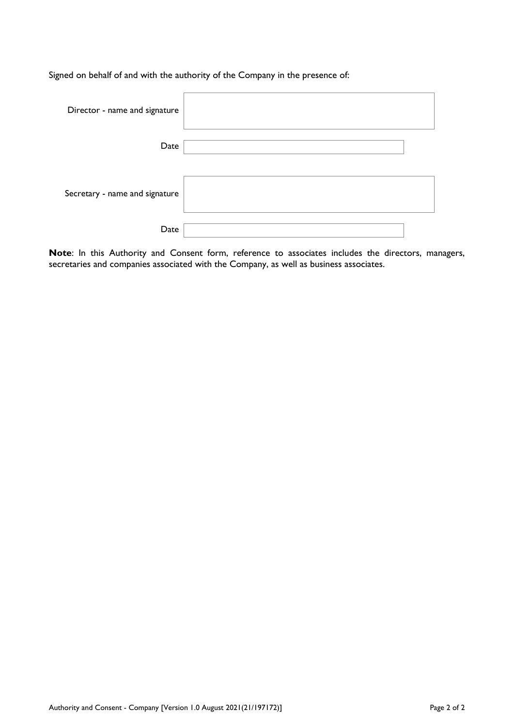Signed on behalf of and with the authority of the Company in the presence of:

| | |
|---|---|
| Director - name and signature | |
| Date | |
| Secretary - name and signature | |
| Date | |

**Note**: In this Authority and Consent form, reference to associates includes the directors, managers, secretaries and companies associated with the Company, as well as business associates.